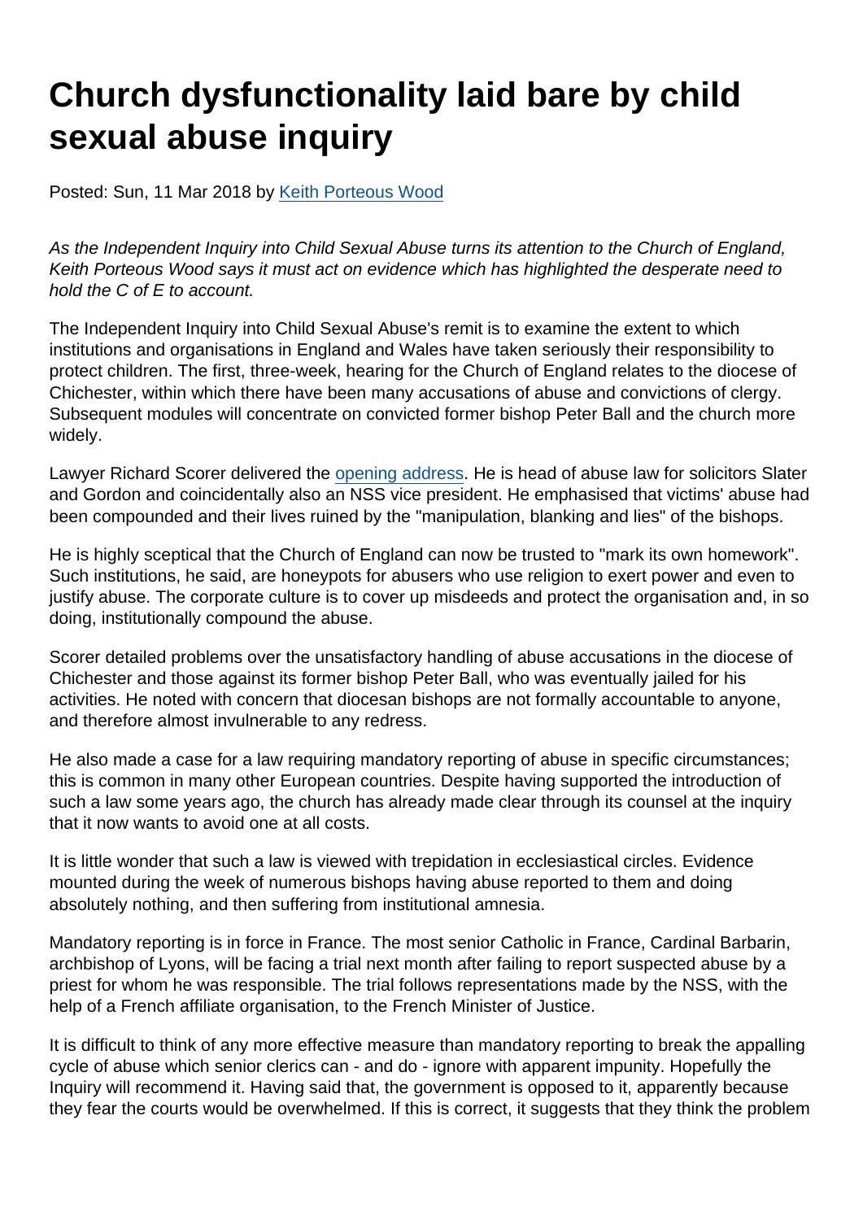# Church dysfunctionality laid bare by child sexual abuse inquiry

Posted: Sun, 11 Mar 2018 by Keith Porteous Wood

*As the Independent Inquiry into Child Sexual Abuse turns its attention to the Church of England, Keith Porteous Wood says it must act on evidence which has highlighted the desperate need to hold the C of E to account.*

The Independent Inquiry into Child Sexual Abuse's remit is to examine the extent to which institutions and organisations in England and Wales have taken seriously their responsibility to protect children. The first, three-week, hearing for the Church of England relates to the diocese of Chichester, within which there have been many accusations of abuse and convictions of clergy. Subsequent modules will concentrate on convicted former bishop Peter Ball and the church more widely.

Lawyer Richard Scorer delivered the opening address. He is head of abuse law for solicitors Slater and Gordon and coincidentally also an NSS vice president. He emphasised that victims' abuse had been compounded and their lives ruined by the "manipulation, blanking and lies" of the bishops.

He is highly sceptical that the Church of England can now be trusted to "mark its own homework". Such institutions, he said, are honeypots for abusers who use religion to exert power and even to justify abuse. The corporate culture is to cover up misdeeds and protect the organisation and, in so doing, institutionally compound the abuse.

Scorer detailed problems over the unsatisfactory handling of abuse accusations in the diocese of Chichester and those against its former bishop Peter Ball, who was eventually jailed for his activities. He noted with concern that diocesan bishops are not formally accountable to anyone, and therefore almost invulnerable to any redress.

He also made a case for a law requiring mandatory reporting of abuse in specific circumstances; this is common in many other European countries. Despite having supported the introduction of such a law some years ago, the church has already made clear through its counsel at the inquiry that it now wants to avoid one at all costs.

It is little wonder that such a law is viewed with trepidation in ecclesiastical circles. Evidence mounted during the week of numerous bishops having abuse reported to them and doing absolutely nothing, and then suffering from institutional amnesia.

Mandatory reporting is in force in France. The most senior Catholic in France, Cardinal Barbarin, archbishop of Lyons, will be facing a trial next month after failing to report suspected abuse by a priest for whom he was responsible. The trial follows representations made by the NSS, with the help of a French affiliate organisation, to the French Minister of Justice.

It is difficult to think of any more effective measure than mandatory reporting to break the appalling cycle of abuse which senior clerics can - and do - ignore with apparent impunity. Hopefully the Inquiry will recommend it. Having said that, the government is opposed to it, apparently because they fear the courts would be overwhelmed. If this is correct, it suggests that they think the problem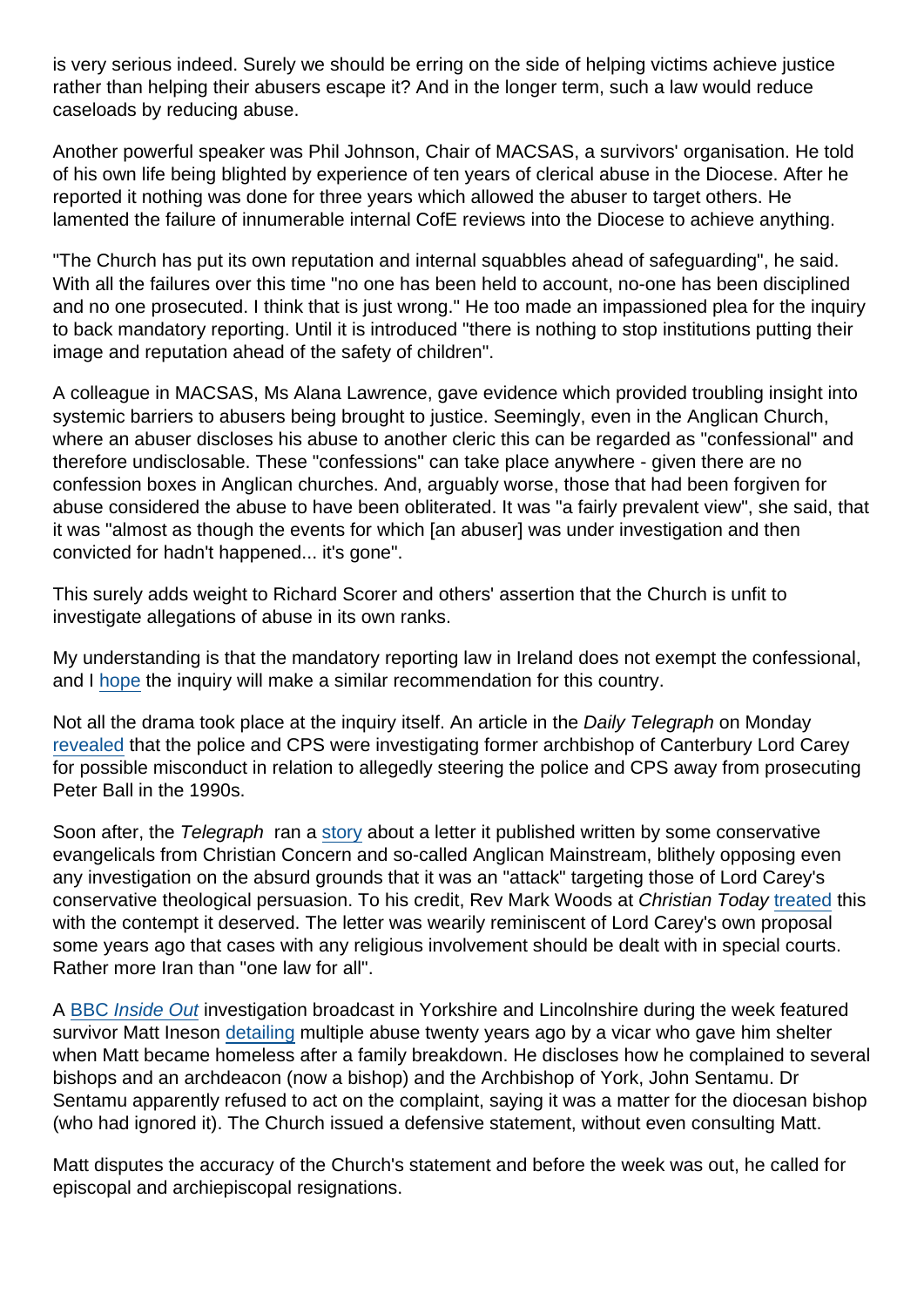is very serious indeed. Surely we should be erring on the side of helping victims achieve justice rather than helping their abusers escape it? And in the longer term, such a law would reduce caseloads by reducing abuse.

Another powerful speaker was Phil Johnson, Chair of MACSAS, a survivors' organisation. He told of his own life being blighted by experience of ten years of clerical abuse in the Diocese. After he reported it nothing was done for three years which allowed the abuser to target others. He lamented the failure of innumerable internal CofE reviews into the Diocese to achieve anything.

"The Church has put its own reputation and internal squabbles ahead of safeguarding", he said. With all the failures over this time "no one has been held to account, no-one has been disciplined and no one prosecuted. I think that is just wrong." He too made an impassioned plea for the inquiry to back mandatory reporting. Until it is introduced "there is nothing to stop institutions putting their image and reputation ahead of the safety of children".

A colleague in MACSAS, Ms Alana Lawrence, gave evidence which provided troubling insight into systemic barriers to abusers being brought to justice. Seemingly, even in the Anglican Church, where an abuser discloses his abuse to another cleric this can be regarded as "confessional" and therefore undisclosable. These "confessions" can take place anywhere - given there are no confession boxes in Anglican churches. And, arguably worse, those that had been forgiven for abuse considered the abuse to have been obliterated. It was "a fairly prevalent view", she said, that it was "almost as though the events for which [an abuser] was under investigation and then convicted for hadn't happened... it's gone".

This surely adds weight to Richard Scorer and others' assertion that the Church is unfit to investigate allegations of abuse in its own ranks.

My understanding is that the mandatory reporting law in Ireland does not exempt the confessional, and I hope the inquiry will make a similar recommendation for this country.

Not all the drama took place at the inquiry itself. An article in the *Daily Telegraph* on Monday revealed that the police and CPS were investigating former archbishop of Canterbury Lord Carey for possible misconduct in relation to allegedly steering the police and CPS away from prosecuting Peter Ball in the 1990s.

Soon after, the *Telegraph* ran a story about a letter it published written by some conservative evangelicals from Christian Concern and so-called Anglican Mainstream, blithely opposing even any investigation on the absurd grounds that it was an "attack" targeting those of Lord Carey's conservative theological persuasion. To his credit, Rev Mark Woods at *Christian Today* treated this with the contempt it deserved. The letter was wearily reminiscent of Lord Carey's own proposal some years ago that cases with any religious involvement should be dealt with in special courts. Rather more Iran than "one law for all".

A BBC *Inside Out* investigation broadcast in Yorkshire and Lincolnshire during the week featured survivor Matt Ineson detailing multiple abuse twenty years ago by a vicar who gave him shelter when Matt became homeless after a family breakdown. He discloses how he complained to several bishops and an archdeacon (now a bishop) and the Archbishop of York, John Sentamu. Dr Sentamu apparently refused to act on the complaint, saying it was a matter for the diocesan bishop (who had ignored it). The Church issued a defensive statement, without even consulting Matt.

Matt disputes the accuracy of the Church's statement and before the week was out, he called for episcopal and archiepiscopal resignations.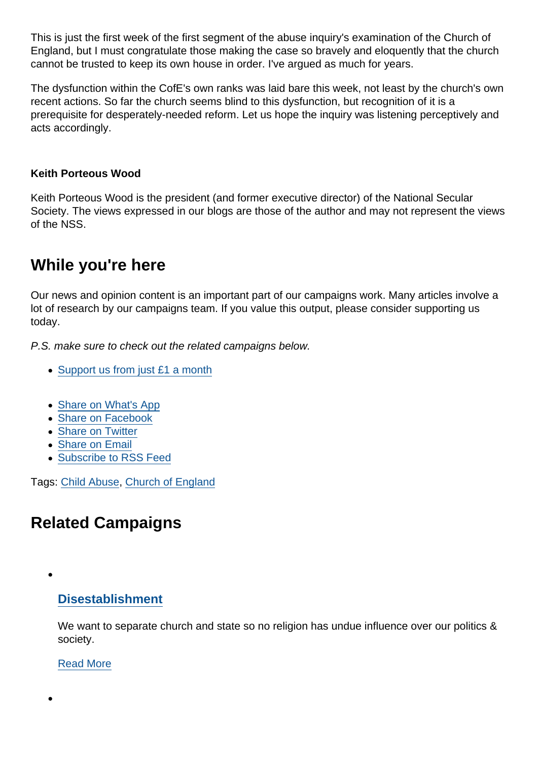This is just the first week of the first segment of the abuse inquiry's examination of the Church of England, but I must congratulate those making the case so bravely and eloquently that the church cannot be trusted to keep its own house in order. I've argued as much for years.

The dysfunction within the CofE's own ranks was laid bare this week, not least by the church's own recent actions. So far the church seems blind to this dysfunction, but recognition of it is a prerequisite for desperately-needed reform. Let us hope the inquiry was listening perceptively and acts accordingly.

**Keith Porteous Wood**

Keith Porteous Wood is the president (and former executive director) of the National Secular Society. The views expressed in our blogs are those of the author and may not represent the views of the NSS.

## While you're here

Our news and opinion content is an important part of our campaigns work. Many articles involve a lot of research by our campaigns team. If you value this output, please consider supporting us today.

*P.S. make sure to check out the related campaigns below.*

- Support us from just £1 a month

- Share on What's App
- Share on Facebook
- Share on Twitter
- Share on Email
- Subscribe to RSS Feed

Tags: Child Abuse, Church of England

## Related Campaigns

- ### Disestablishment

  We want to separate church and state so no religion has undue influence over our politics & society.

  Read More

-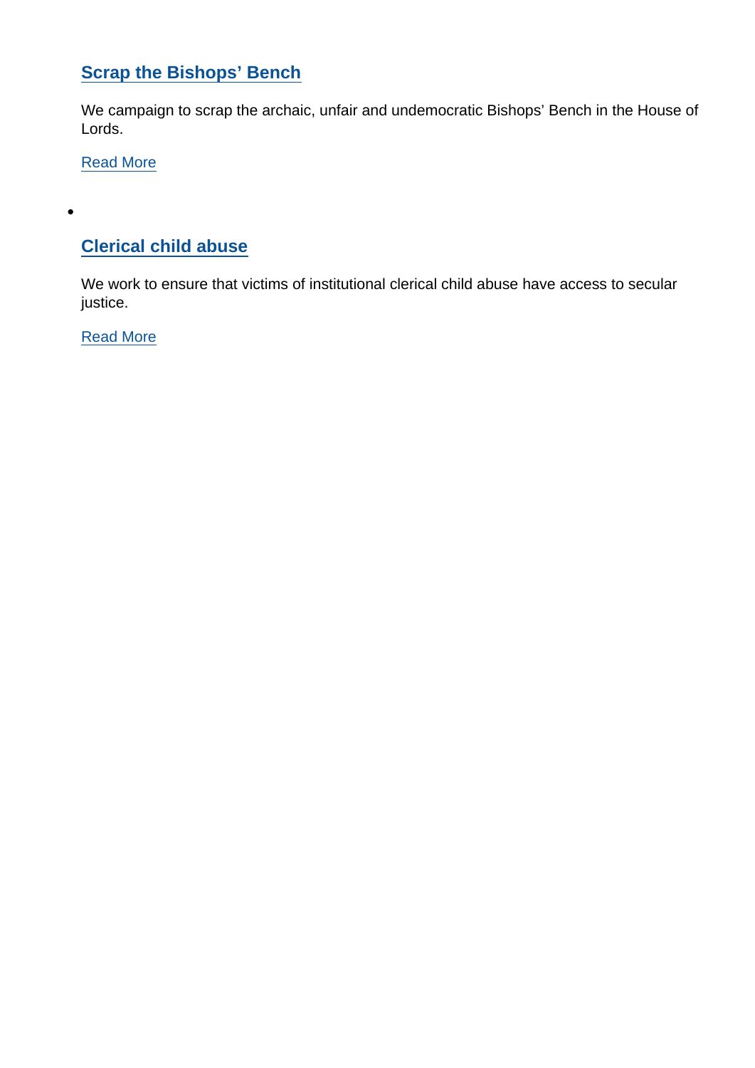### [Scrap the Bishops’ Bench]

We campaign to scrap the archaic, unfair and undemocratic Bishops’ Bench in the House of Lords.

Read More

- 

### Clerical child abuse

We work to ensure that victims of institutional clerical child abuse have access to secular justice.

Read More